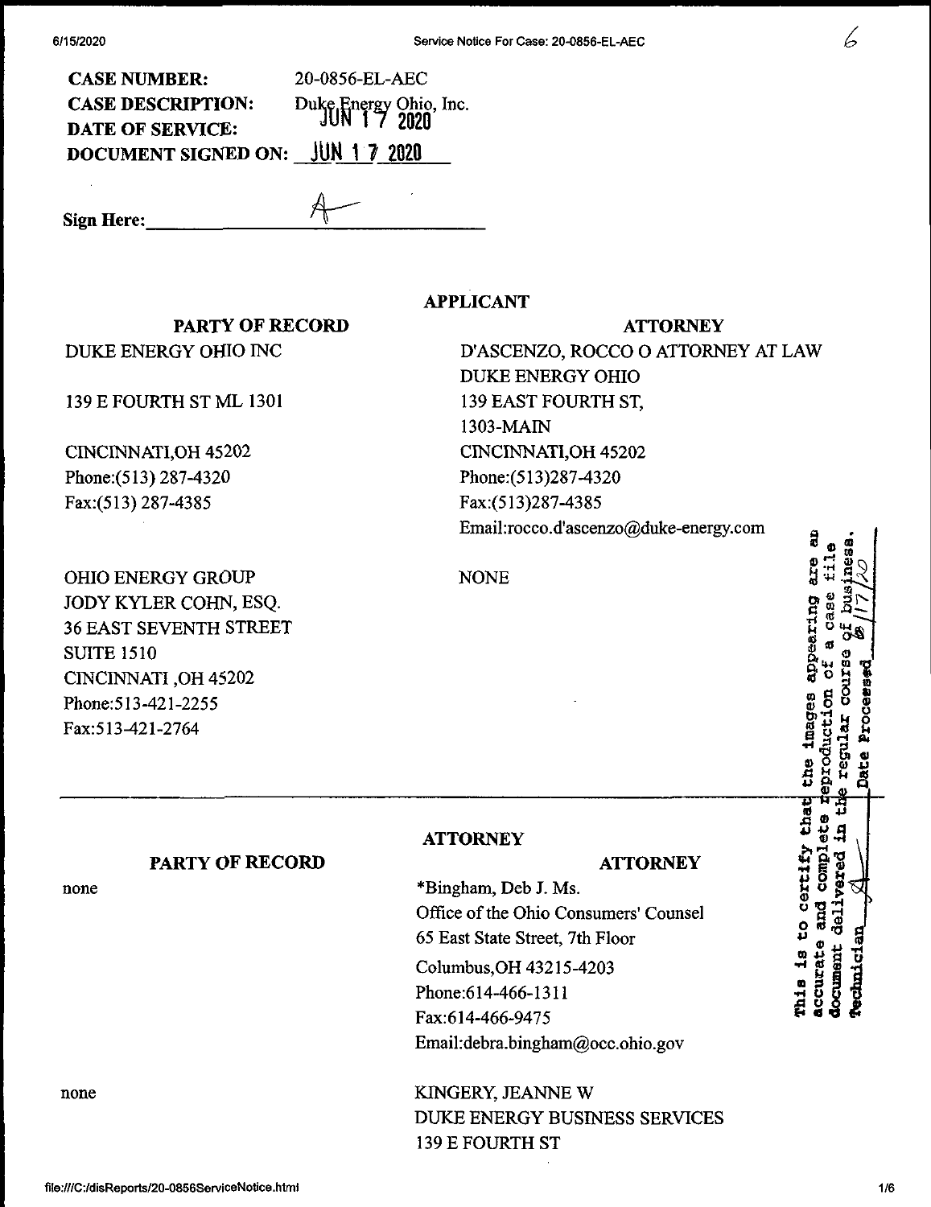**CASE NUMBER:** 20-0856-EL-AEC
**CASE DESCRIPTION:** Duke Energy Ohio, Inc.
**DATE OF SERVICE:** JUN 17 2020
**DOCUMENT SIGNED ON:** JUN 17 2020

**Sign Here:** A

**APPLICANT**

| PARTY OF RECORD | ATTORNEY |
|---|---|
| DUKE ENERGY OHIO INC<br>139 E FOURTH ST ML 1301<br>CINCINNATI,OH 45202<br>Phone:(513) 287-4320<br>Fax:(513) 287-4385 | D'ASCENZO, ROCCO O ATTORNEY AT LAW<br>DUKE ENERGY OHIO<br>139 EAST FOURTH ST,<br>1303-MAIN<br>CINCINNATI,OH 45202<br>Phone:(513)287-4320<br>Fax:(513)287-4385<br>Email:rocco.d'ascenzo@duke-energy.com |
| OHIO ENERGY GROUP<br>JODY KYLER COHN, ESQ.<br>36 EAST SEVENTH STREET<br>SUITE 1510<br>CINCINNATI ,OH 45202<br>Phone:513-421-2255<br>Fax:513-421-2764 | NONE |

**ATTORNEY**

| PARTY OF RECORD | ATTORNEY |
|---|---|
| none | *Bingham, Deb J. Ms.<br>Office of the Ohio Consumers' Counsel<br>65 East State Street, 7th Floor<br>Columbus,OH 43215-4203<br>Phone:614-466-1311<br>Fax:614-466-9475<br>Email:debra.bingham@occ.ohio.gov |
| none | KINGERY, JEANNE W<br>DUKE ENERGY BUSINESS SERVICES<br>139 E FOURTH ST |

This is to certify that the images appearing are an accurate and complete reproduction of a case file document delivered in the regular course of business. Technician A Date Processed 6/17/20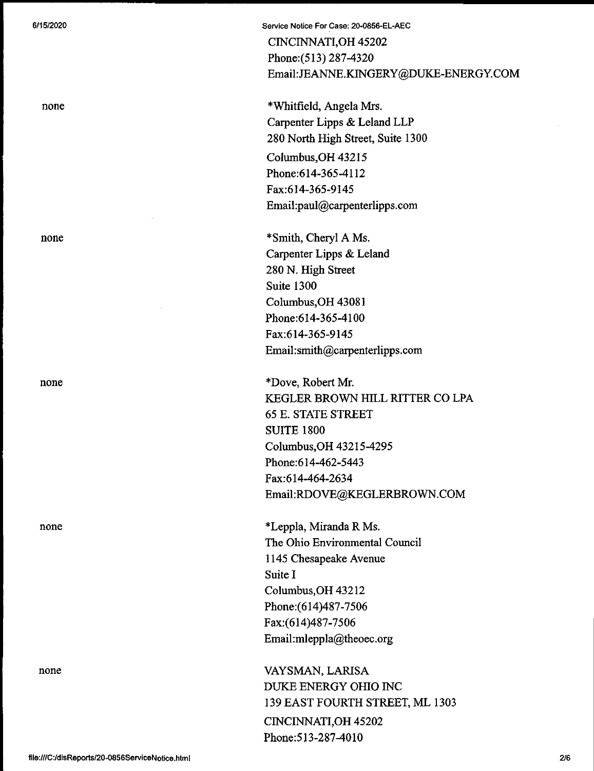CINCINNATI,OH 45202
Phone:(513) 287-4320
Email:JEANNE.KINGERY@DUKE-ENERGY.COM

| | |
|---|---|
| none | *Whitfield, Angela Mrs.<br>Carpenter Lipps & Leland LLP<br>280 North High Street, Suite 1300<br>Columbus,OH 43215<br>Phone:614-365-4112<br>Fax:614-365-9145<br>Email:paul@carpenterlipps.com |
| none | *Smith, Cheryl A Ms.<br>Carpenter Lipps & Leland<br>280 N. High Street<br>Suite 1300<br>Columbus,OH 43081<br>Phone:614-365-4100<br>Fax:614-365-9145<br>Email:smith@carpenterlipps.com |
| none | *Dove, Robert Mr.<br>KEGLER BROWN HILL RITTER CO LPA<br>65 E. STATE STREET<br>SUITE 1800<br>Columbus,OH 43215-4295<br>Phone:614-462-5443<br>Fax:614-464-2634<br>Email:RDOVE@KEGLERBROWN.COM |
| none | *Leppla, Miranda R Ms.<br>The Ohio Environmental Council<br>1145 Chesapeake Avenue<br>Suite I<br>Columbus,OH 43212<br>Phone:(614)487-7506<br>Fax:(614)487-7506<br>Email:mleppla@theoec.org |
| none | VAYSMAN, LARISA<br>DUKE ENERGY OHIO INC<br>139 EAST FOURTH STREET, ML 1303<br>CINCINNATI,OH 45202<br>Phone:513-287-4010 |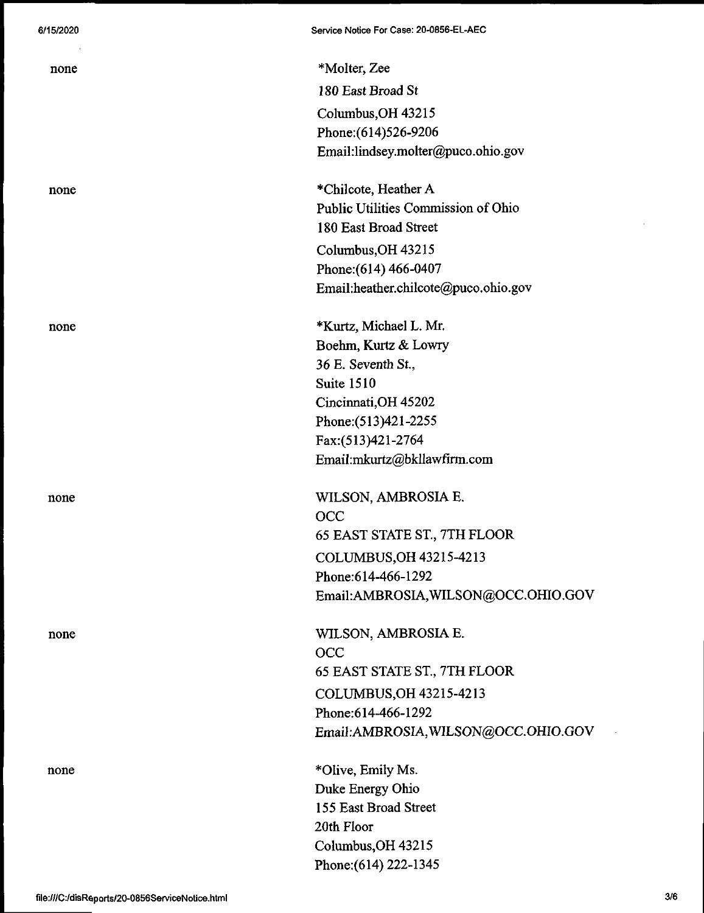| | |
|---|---|
| none | *Molter, Zee<br>*180 East Broad St*<br>Columbus,OH 43215<br>Phone:(614)526-9206<br>Email:lindsey.molter@puco.ohio.gov |
| none | *Chilcote, Heather A<br>Public Utilities Commission of Ohio<br>180 East Broad Street<br>Columbus,OH 43215<br>Phone:(614) 466-0407<br>Email:heather.chilcote@puco.ohio.gov |
| none | *Kurtz, Michael L. Mr.<br>Boehm, Kurtz & Lowry<br>36 E. Seventh St.,<br>Suite 1510<br>Cincinnati,OH 45202<br>Phone:(513)421-2255<br>Fax:(513)421-2764<br>Email:mkurtz@bkllawfirm.com |
| none | WILSON, AMBROSIA E.<br>OCC<br>65 EAST STATE ST., 7TH FLOOR<br>COLUMBUS,OH 43215-4213<br>Phone:614-466-1292<br>Email:AMBROSIA,WILSON@OCC.OHIO.GOV |
| none | WILSON, AMBROSIA E.<br>OCC<br>65 EAST STATE ST., 7TH FLOOR<br>COLUMBUS,OH 43215-4213<br>Phone:614-466-1292<br>Email:AMBROSIA,WILSON@OCC.OHIO.GOV |
| none | *Olive, Emily Ms.<br>Duke Energy Ohio<br>155 East Broad Street<br>20th Floor<br>Columbus,OH 43215<br>Phone:(614) 222-1345 |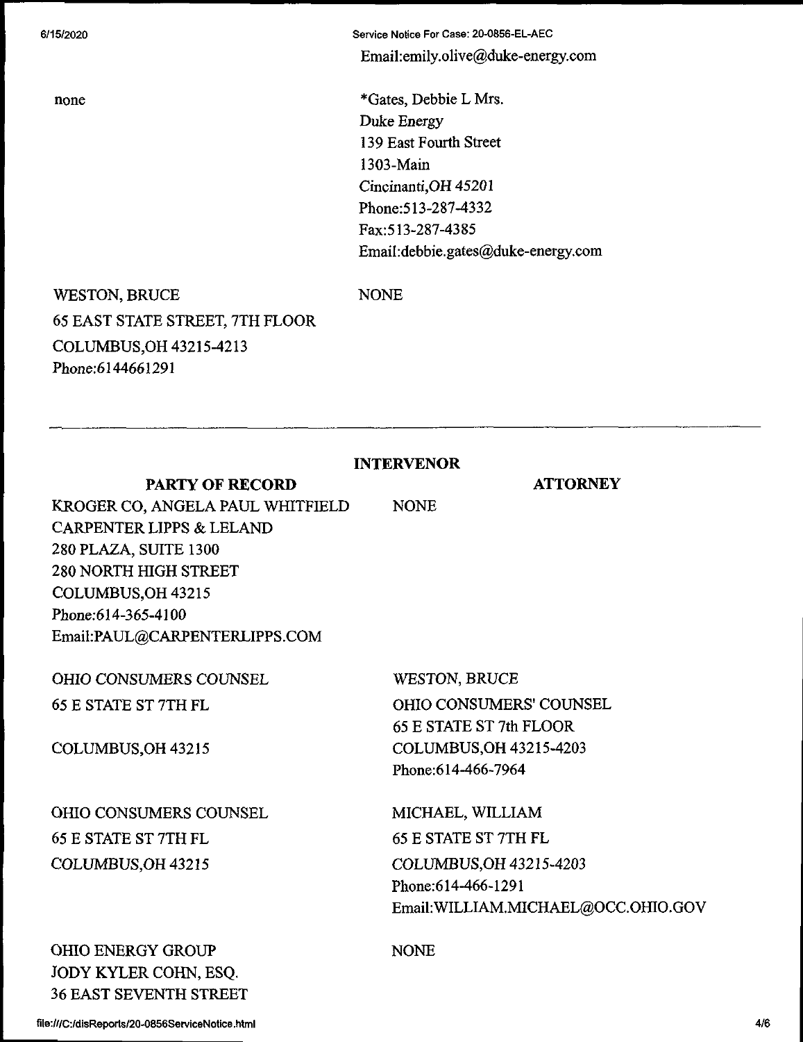| | |
|---|---|
| | Email:emily.olive@duke-energy.com |
| none | *Gates, Debbie L Mrs.<br>Duke Energy<br>139 East Fourth Street<br>1303-Main<br>Cincinanti,OH 45201<br>Phone:513-287-4332<br>Fax:513-287-4385<br>Email:debbie.gates@duke-energy.com |
| WESTON, BRUCE<br>65 EAST STATE STREET, 7TH FLOOR<br>COLUMBUS,OH 43215-4213<br>Phone:6144661291 | NONE |

---

## INTERVENOR

| PARTY OF RECORD | ATTORNEY |
|---|---|
| KROGER CO, ANGELA PAUL WHITFIELD<br>CARPENTER LIPPS & LELAND<br>280 PLAZA, SUITE 1300<br>280 NORTH HIGH STREET<br>COLUMBUS,OH 43215<br>Phone:614-365-4100<br>Email:PAUL@CARPENTERLIPPS.COM | NONE |
| OHIO CONSUMERS COUNSEL<br>65 E STATE ST 7TH FL<br>COLUMBUS,OH 43215 | WESTON, BRUCE<br>OHIO CONSUMERS' COUNSEL<br>65 E STATE ST 7th FLOOR<br>COLUMBUS,OH 43215-4203<br>Phone:614-466-7964 |
| OHIO CONSUMERS COUNSEL<br>65 E STATE ST 7TH FL<br>COLUMBUS,OH 43215 | MICHAEL, WILLIAM<br>65 E STATE ST 7TH FL<br>COLUMBUS,OH 43215-4203<br>Phone:614-466-1291<br>Email:WILLIAM.MICHAEL@OCC.OHIO.GOV |
| OHIO ENERGY GROUP<br>JODY KYLER COHN, ESQ.<br>36 EAST SEVENTH STREET | NONE |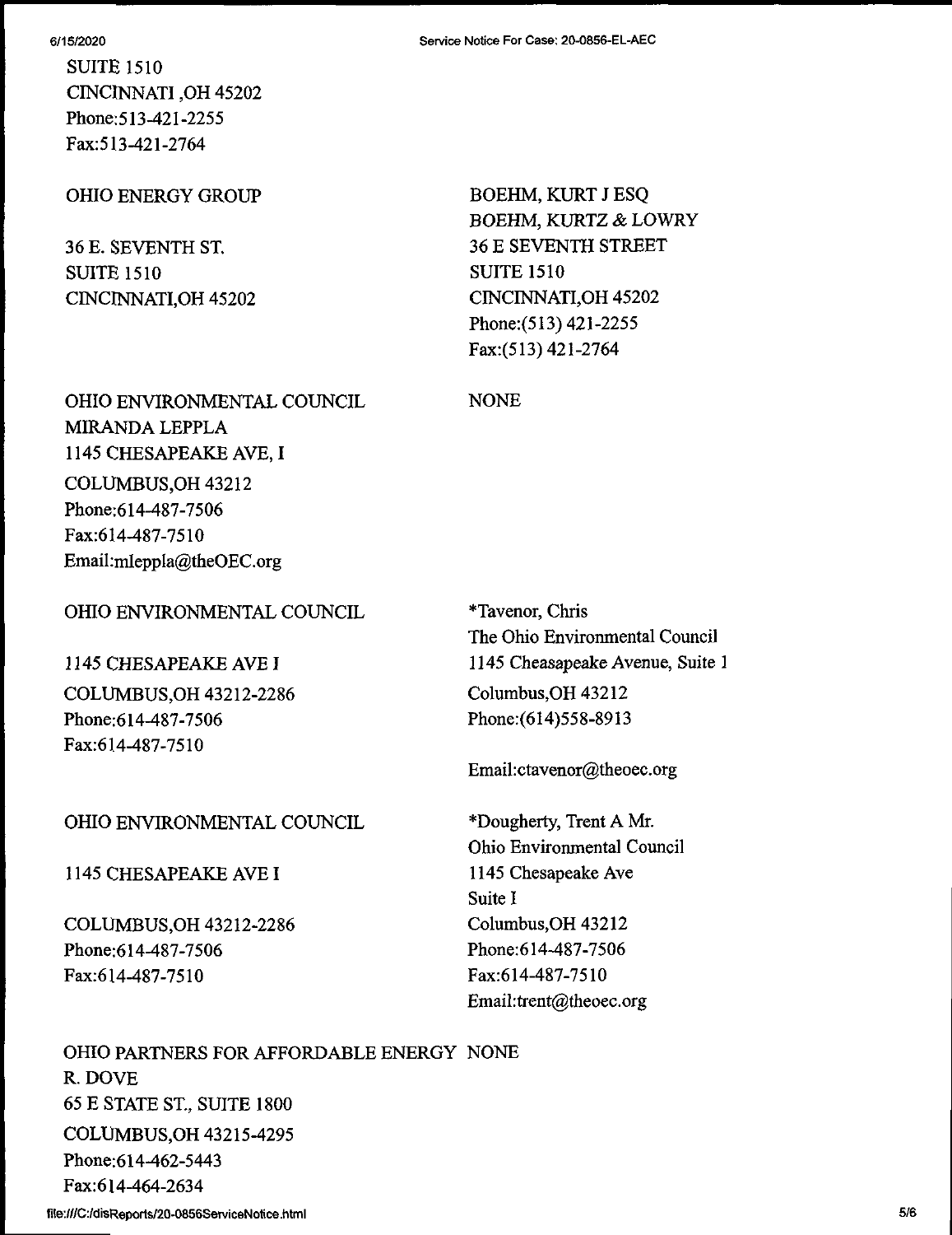SUITE 1510
CINCINNATI ,OH 45202
Phone:513-421-2255
Fax:513-421-2764

| | |
|---|---|
| OHIO ENERGY GROUP<br><br>36 E. SEVENTH ST.<br>SUITE 1510<br>CINCINNATI,OH 45202 | BOEHM, KURT J ESQ<br>BOEHM, KURTZ & LOWRY<br>36 E SEVENTH STREET<br>SUITE 1510<br>CINCINNATI,OH 45202<br>Phone:(513) 421-2255<br>Fax:(513) 421-2764 |
| OHIO ENVIRONMENTAL COUNCIL<br>MIRANDA LEPPLA<br>1145 CHESAPEAKE AVE, I<br>COLUMBUS,OH 43212<br>Phone:614-487-7506<br>Fax:614-487-7510<br>Email:mleppla@theOEC.org | NONE |
| OHIO ENVIRONMENTAL COUNCIL<br><br>1145 CHESAPEAKE AVE I<br>COLUMBUS,OH 43212-2286<br>Phone:614-487-7506<br>Fax:614-487-7510 | *Tavenor, Chris<br>The Ohio Environmental Council<br>1145 Cheasapeake Avenue, Suite 1<br>Columbus,OH 43212<br>Phone:(614)558-8913<br><br>Email:ctavenor@theoec.org |
| OHIO ENVIRONMENTAL COUNCIL<br><br>1145 CHESAPEAKE AVE I<br><br>COLUMBUS,OH 43212-2286<br>Phone:614-487-7506<br>Fax:614-487-7510 | *Dougherty, Trent A Mr.<br>Ohio Environmental Council<br>1145 Chesapeake Ave<br>Suite I<br>Columbus,OH 43212<br>Phone:614-487-7506<br>Fax:614-487-7510<br>Email:trent@theoec.org |
| OHIO PARTNERS FOR AFFORDABLE ENERGY<br>R. DOVE<br>65 E STATE ST., SUITE 1800<br>COLUMBUS,OH 43215-4295<br>Phone:614-462-5443<br>Fax:614-464-2634 | NONE |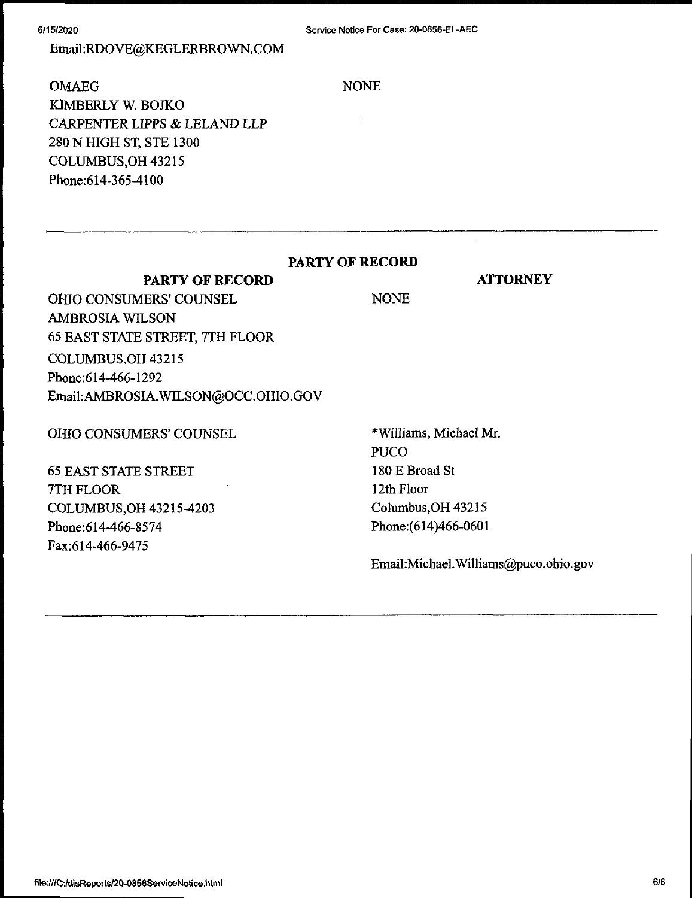Email:RDOVE@KEGLERBROWN.COM

| | |
|---|---|
| OMAEG<br>KIMBERLY W. BOJKO<br>*CARPENTER LIPPS & LELAND LLP*<br>280 N HIGH ST, STE 1300<br>COLUMBUS,OH 43215<br>Phone:614-365-4100 | NONE |

---

**PARTY OF RECORD**

| PARTY OF RECORD | ATTORNEY |
|---|---|
| OHIO CONSUMERS' COUNSEL<br>AMBROSIA WILSON<br>65 EAST STATE STREET, 7TH FLOOR<br>COLUMBUS,OH 43215<br>Phone:614-466-1292<br>Email:AMBROSIA.WILSON@OCC.OHIO.GOV | NONE |
| OHIO CONSUMERS' COUNSEL<br><br>65 EAST STATE STREET<br>7TH FLOOR<br>COLUMBUS,OH 43215-4203<br>Phone:614-466-8574<br>Fax:614-466-9475 | *Williams, Michael Mr.<br>PUCO<br>180 E Broad St<br>12th Floor<br>Columbus,OH 43215<br>Phone:(614)466-0601<br><br>Email:Michael.Williams@puco.ohio.gov |

---